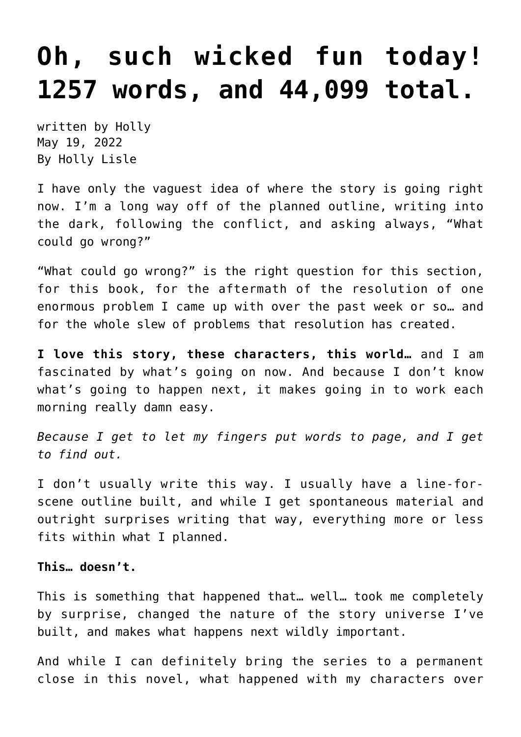# Oh, such wicked fun today! 1257 words, and 44,099 total.

written by Holly
May 19, 2022
By Holly Lisle

I have only the vaguest idea of where the story is going right now. I'm a long way off of the planned outline, writing into the dark, following the conflict, and asking always, "What could go wrong?"

"What could go wrong?" is the right question for this section, for this book, for the aftermath of the resolution of one enormous problem I came up with over the past week or so… and for the whole slew of problems that resolution has created.

**I love this story, these characters, this world…** and I am fascinated by what's going on now. And because I don't know what's going to happen next, it makes going in to work each morning really damn easy.

*Because I get to let my fingers put words to page, and I get to find out.*

I don't usually write this way. I usually have a line-for-scene outline built, and while I get spontaneous material and outright surprises writing that way, everything more or less fits within what I planned.

**This… doesn't.**

This is something that happened that… well… took me completely by surprise, changed the nature of the story universe I've built, and makes what happens next wildly important.

And while I can definitely bring the series to a permanent close in this novel, what happened with my characters over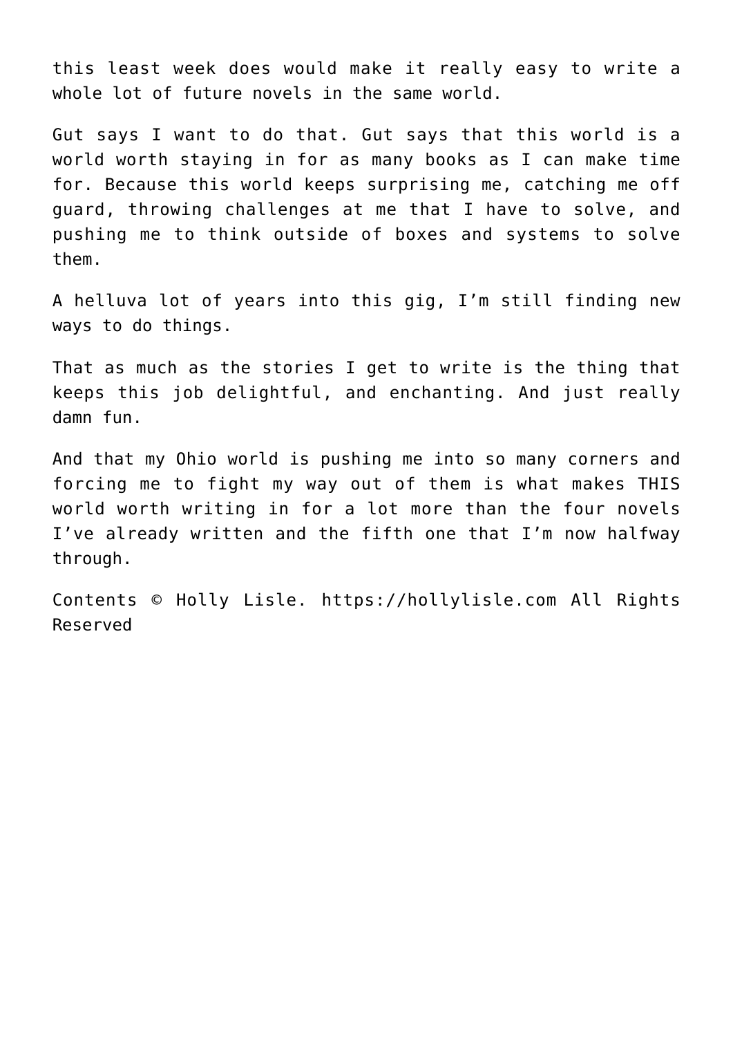this least week does would make it really easy to write a whole lot of future novels in the same world.

Gut says I want to do that. Gut says that this world is a world worth staying in for as many books as I can make time for. Because this world keeps surprising me, catching me off guard, throwing challenges at me that I have to solve, and pushing me to think outside of boxes and systems to solve them.

A helluva lot of years into this gig, I'm still finding new ways to do things.

That as much as the stories I get to write is the thing that keeps this job delightful, and enchanting. And just really damn fun.

And that my Ohio world is pushing me into so many corners and forcing me to fight my way out of them is what makes THIS world worth writing in for a lot more than the four novels I've already written and the fifth one that I'm now halfway through.

Contents © Holly Lisle. https://hollylisle.com All Rights Reserved